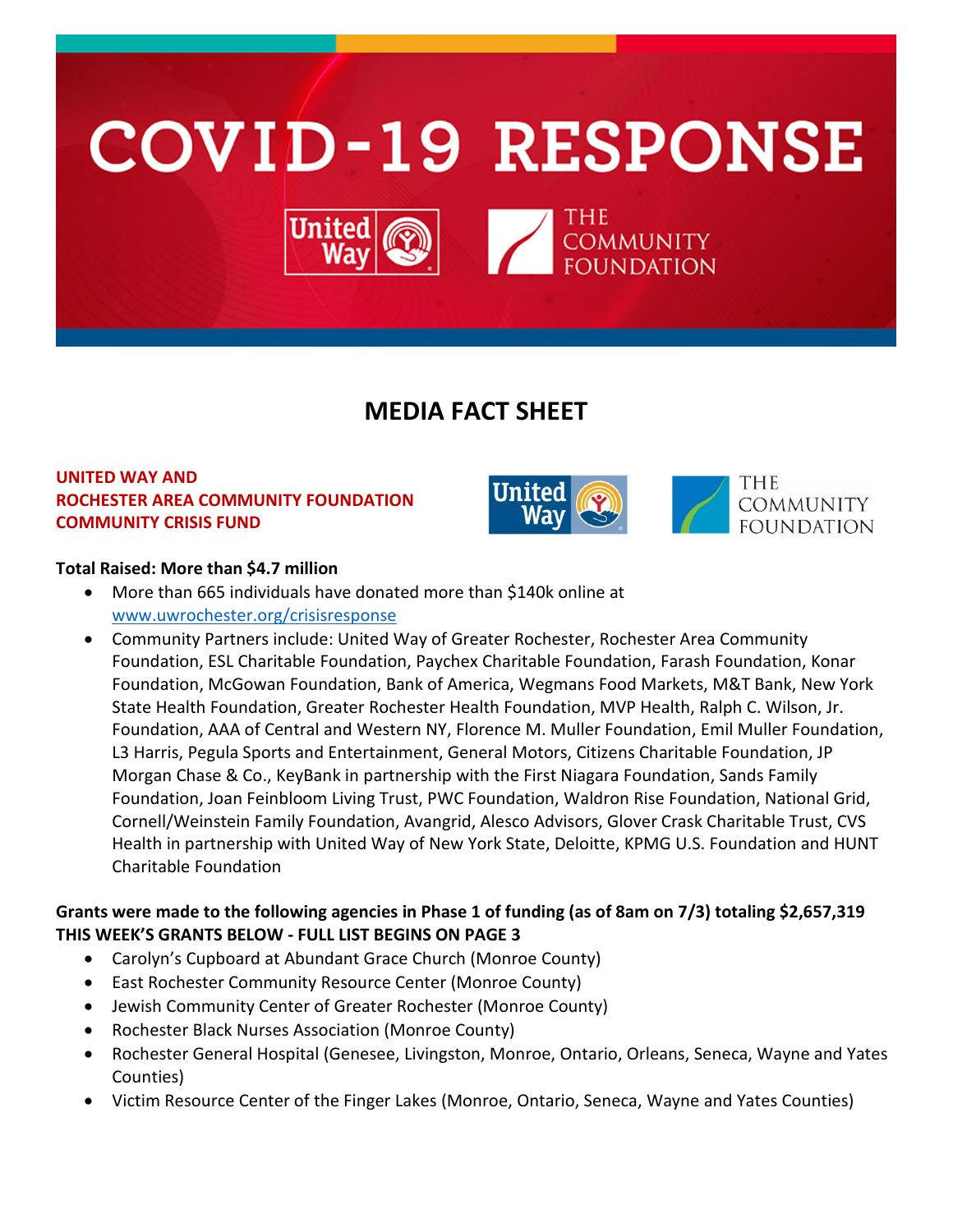# COVID-19 RESPONSE

## MEDIA FACT SHEET

**UNITED WAY AND ROCHESTER AREA COMMUNITY FOUNDATION COMMUNITY CRISIS FUND**

**Total Raised: More than $4.7 million**

- More than 665 individuals have donated more than $140k online at www.uwrochester.org/crisisresponse
- Community Partners include: United Way of Greater Rochester, Rochester Area Community Foundation, ESL Charitable Foundation, Paychex Charitable Foundation, Farash Foundation, Konar Foundation, McGowan Foundation, Bank of America, Wegmans Food Markets, M&T Bank, New York State Health Foundation, Greater Rochester Health Foundation, MVP Health, Ralph C. Wilson, Jr. Foundation, AAA of Central and Western NY, Florence M. Muller Foundation, Emil Muller Foundation, L3 Harris, Pegula Sports and Entertainment, General Motors, Citizens Charitable Foundation, JP Morgan Chase & Co., KeyBank in partnership with the First Niagara Foundation, Sands Family Foundation, Joan Feinbloom Living Trust, PWC Foundation, Waldron Rise Foundation, National Grid, Cornell/Weinstein Family Foundation, Avangrid, Alesco Advisors, Glover Crask Charitable Trust, CVS Health in partnership with United Way of New York State, Deloitte, KPMG U.S. Foundation and HUNT Charitable Foundation

**Grants were made to the following agencies in Phase 1 of funding (as of 8am on 7/3) totaling $2,657,319**
**THIS WEEK'S GRANTS BELOW - FULL LIST BEGINS ON PAGE 3**

- Carolyn's Cupboard at Abundant Grace Church (Monroe County)
- East Rochester Community Resource Center (Monroe County)
- Jewish Community Center of Greater Rochester (Monroe County)
- Rochester Black Nurses Association (Monroe County)
- Rochester General Hospital (Genesee, Livingston, Monroe, Ontario, Orleans, Seneca, Wayne and Yates Counties)
- Victim Resource Center of the Finger Lakes (Monroe, Ontario, Seneca, Wayne and Yates Counties)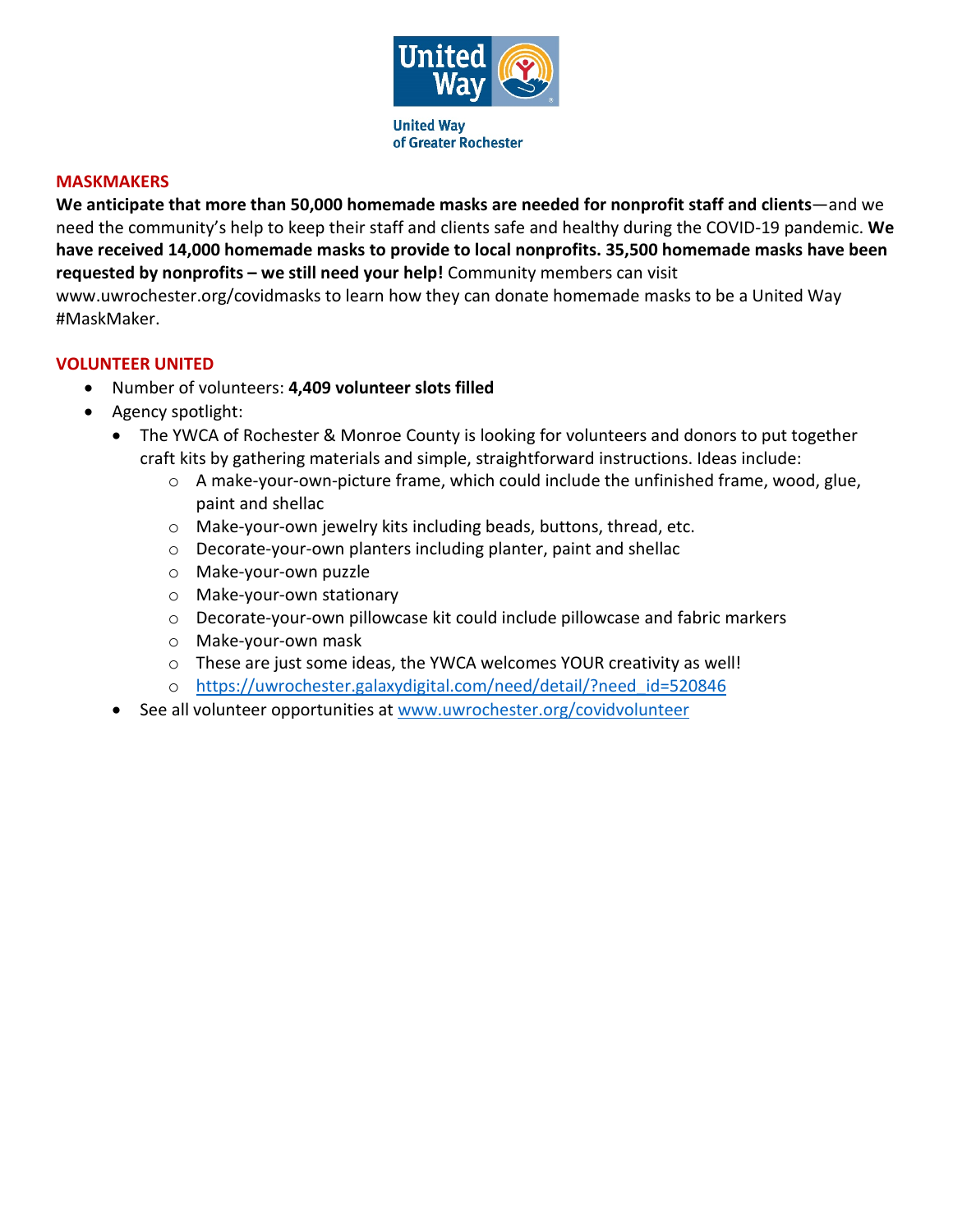United Way of Greater Rochester

## MASKMAKERS

**We anticipate that more than 50,000 homemade masks are needed for nonprofit staff and clients**—and we need the community's help to keep their staff and clients safe and healthy during the COVID-19 pandemic. **We have received 14,000 homemade masks to provide to local nonprofits. 35,500 homemade masks have been requested by nonprofits – we still need your help!** Community members can visit www.uwrochester.org/covidmasks to learn how they can donate homemade masks to be a United Way #MaskMaker.

## VOLUNTEER UNITED

- Number of volunteers: **4,409 volunteer slots filled**
- Agency spotlight:
  - The YWCA of Rochester & Monroe County is looking for volunteers and donors to put together craft kits by gathering materials and simple, straightforward instructions. Ideas include:
    - A make-your-own-picture frame, which could include the unfinished frame, wood, glue, paint and shellac
    - Make-your-own jewelry kits including beads, buttons, thread, etc.
    - Decorate-your-own planters including planter, paint and shellac
    - Make-your-own puzzle
    - Make-your-own stationary
    - Decorate-your-own pillowcase kit could include pillowcase and fabric markers
    - Make-your-own mask
    - These are just some ideas, the YWCA welcomes YOUR creativity as well!
    - https://uwrochester.galaxydigital.com/need/detail/?need_id=520846
  - See all volunteer opportunities at www.uwrochester.org/covidvolunteer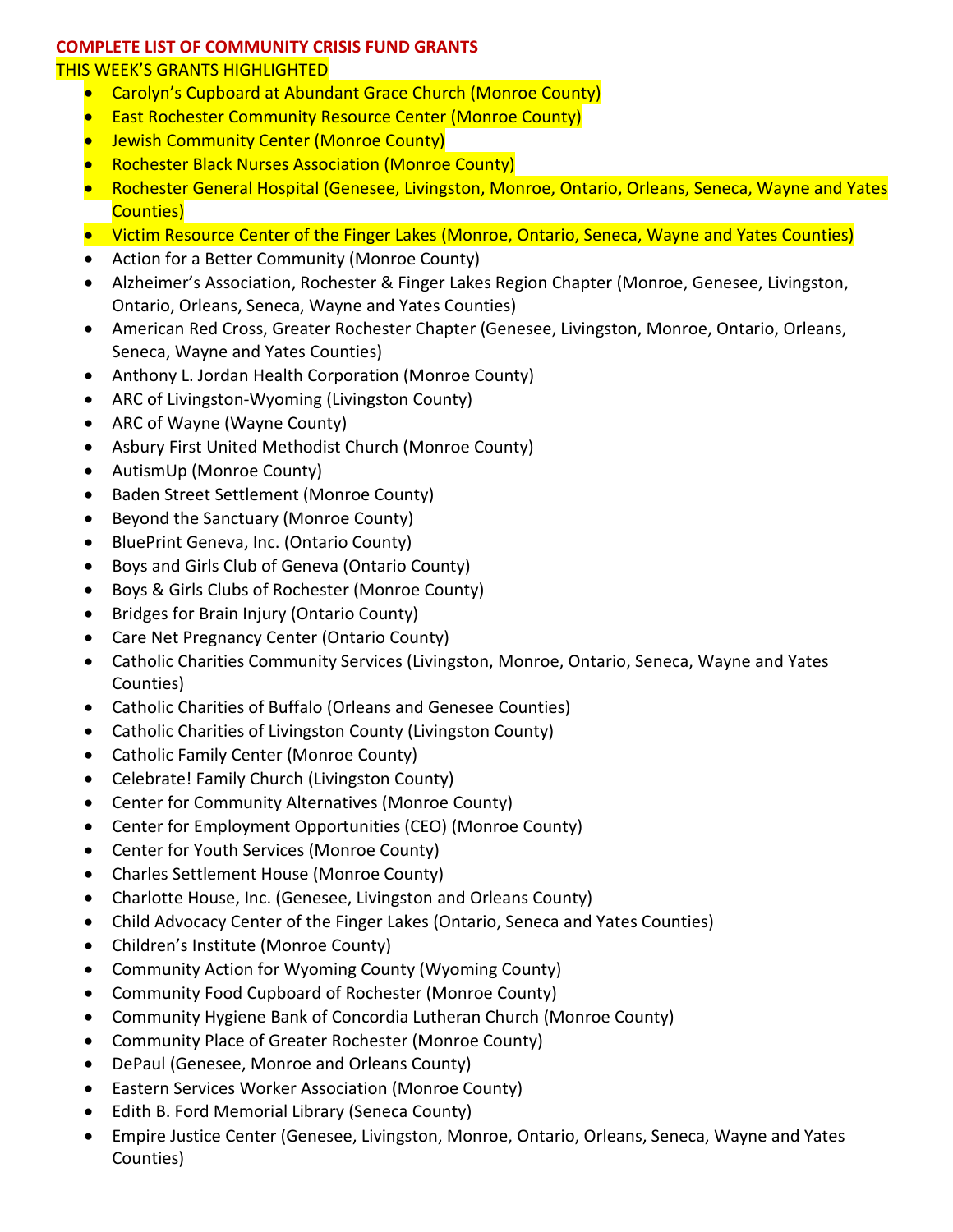**COMPLETE LIST OF COMMUNITY CRISIS FUND GRANTS**

THIS WEEK'S GRANTS HIGHLIGHTED

- Carolyn's Cupboard at Abundant Grace Church (Monroe County)
- East Rochester Community Resource Center (Monroe County)
- Jewish Community Center (Monroe County)
- Rochester Black Nurses Association (Monroe County)
- Rochester General Hospital (Genesee, Livingston, Monroe, Ontario, Orleans, Seneca, Wayne and Yates Counties)
- Victim Resource Center of the Finger Lakes (Monroe, Ontario, Seneca, Wayne and Yates Counties)
- Action for a Better Community (Monroe County)
- Alzheimer's Association, Rochester & Finger Lakes Region Chapter (Monroe, Genesee, Livingston, Ontario, Orleans, Seneca, Wayne and Yates Counties)
- American Red Cross, Greater Rochester Chapter (Genesee, Livingston, Monroe, Ontario, Orleans, Seneca, Wayne and Yates Counties)
- Anthony L. Jordan Health Corporation (Monroe County)
- ARC of Livingston-Wyoming (Livingston County)
- ARC of Wayne (Wayne County)
- Asbury First United Methodist Church (Monroe County)
- AutismUp (Monroe County)
- Baden Street Settlement (Monroe County)
- Beyond the Sanctuary (Monroe County)
- BluePrint Geneva, Inc. (Ontario County)
- Boys and Girls Club of Geneva (Ontario County)
- Boys & Girls Clubs of Rochester (Monroe County)
- Bridges for Brain Injury (Ontario County)
- Care Net Pregnancy Center (Ontario County)
- Catholic Charities Community Services (Livingston, Monroe, Ontario, Seneca, Wayne and Yates Counties)
- Catholic Charities of Buffalo (Orleans and Genesee Counties)
- Catholic Charities of Livingston County (Livingston County)
- Catholic Family Center (Monroe County)
- Celebrate! Family Church (Livingston County)
- Center for Community Alternatives (Monroe County)
- Center for Employment Opportunities (CEO) (Monroe County)
- Center for Youth Services (Monroe County)
- Charles Settlement House (Monroe County)
- Charlotte House, Inc. (Genesee, Livingston and Orleans County)
- Child Advocacy Center of the Finger Lakes (Ontario, Seneca and Yates Counties)
- Children's Institute (Monroe County)
- Community Action for Wyoming County (Wyoming County)
- Community Food Cupboard of Rochester (Monroe County)
- Community Hygiene Bank of Concordia Lutheran Church (Monroe County)
- Community Place of Greater Rochester (Monroe County)
- DePaul (Genesee, Monroe and Orleans County)
- Eastern Services Worker Association (Monroe County)
- Edith B. Ford Memorial Library (Seneca County)
- Empire Justice Center (Genesee, Livingston, Monroe, Ontario, Orleans, Seneca, Wayne and Yates Counties)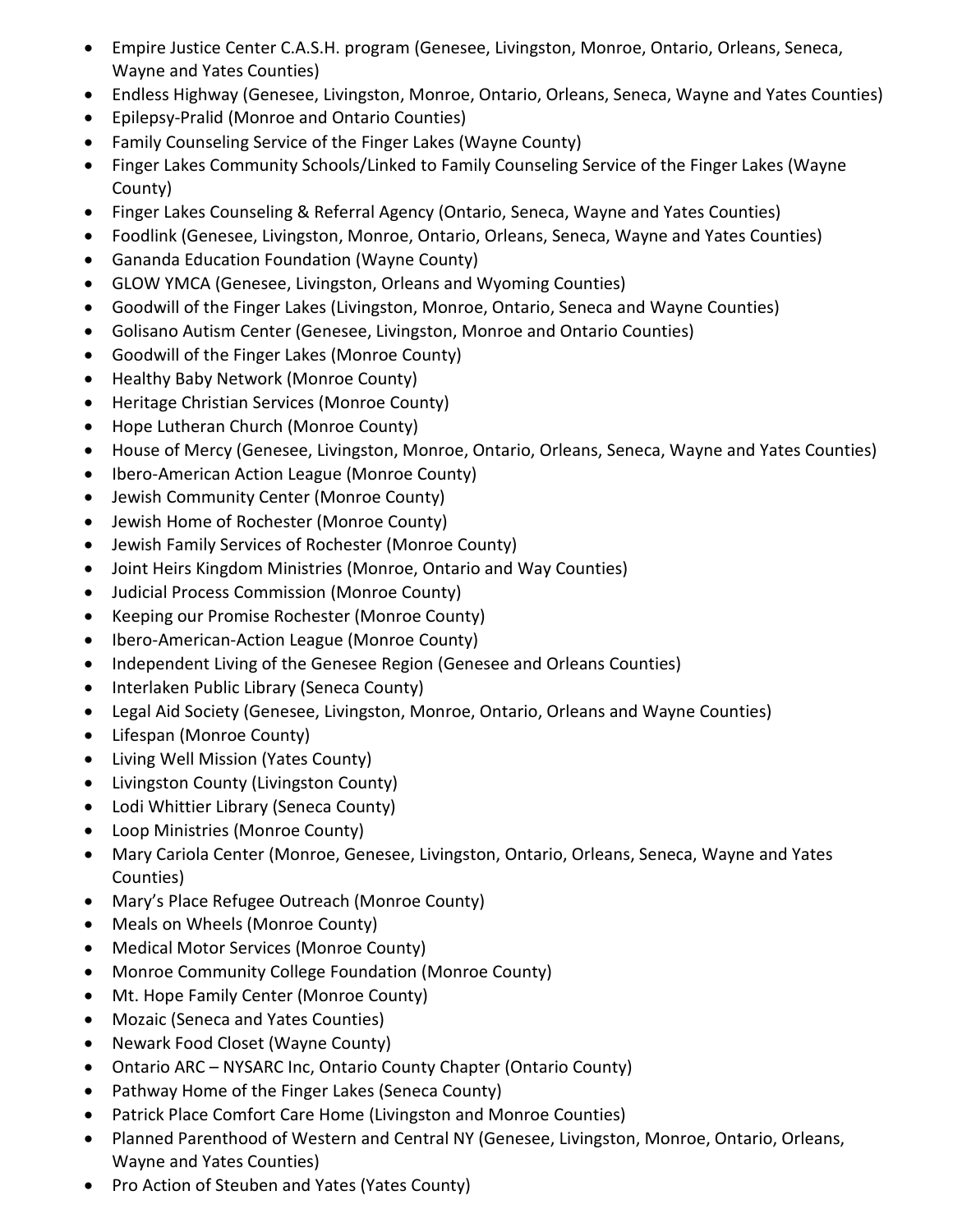- Empire Justice Center C.A.S.H. program (Genesee, Livingston, Monroe, Ontario, Orleans, Seneca, Wayne and Yates Counties)
- Endless Highway (Genesee, Livingston, Monroe, Ontario, Orleans, Seneca, Wayne and Yates Counties)
- Epilepsy-Pralid (Monroe and Ontario Counties)
- Family Counseling Service of the Finger Lakes (Wayne County)
- Finger Lakes Community Schools/Linked to Family Counseling Service of the Finger Lakes (Wayne County)
- Finger Lakes Counseling & Referral Agency (Ontario, Seneca, Wayne and Yates Counties)
- Foodlink (Genesee, Livingston, Monroe, Ontario, Orleans, Seneca, Wayne and Yates Counties)
- Gananda Education Foundation (Wayne County)
- GLOW YMCA (Genesee, Livingston, Orleans and Wyoming Counties)
- Goodwill of the Finger Lakes (Livingston, Monroe, Ontario, Seneca and Wayne Counties)
- Golisano Autism Center (Genesee, Livingston, Monroe and Ontario Counties)
- Goodwill of the Finger Lakes (Monroe County)
- Healthy Baby Network (Monroe County)
- Heritage Christian Services (Monroe County)
- Hope Lutheran Church (Monroe County)
- House of Mercy (Genesee, Livingston, Monroe, Ontario, Orleans, Seneca, Wayne and Yates Counties)
- Ibero-American Action League (Monroe County)
- Jewish Community Center (Monroe County)
- Jewish Home of Rochester (Monroe County)
- Jewish Family Services of Rochester (Monroe County)
- Joint Heirs Kingdom Ministries (Monroe, Ontario and Way Counties)
- Judicial Process Commission (Monroe County)
- Keeping our Promise Rochester (Monroe County)
- Ibero-American-Action League (Monroe County)
- Independent Living of the Genesee Region (Genesee and Orleans Counties)
- Interlaken Public Library (Seneca County)
- Legal Aid Society (Genesee, Livingston, Monroe, Ontario, Orleans and Wayne Counties)
- Lifespan (Monroe County)
- Living Well Mission (Yates County)
- Livingston County (Livingston County)
- Lodi Whittier Library (Seneca County)
- Loop Ministries (Monroe County)
- Mary Cariola Center (Monroe, Genesee, Livingston, Ontario, Orleans, Seneca, Wayne and Yates Counties)
- Mary's Place Refugee Outreach (Monroe County)
- Meals on Wheels (Monroe County)
- Medical Motor Services (Monroe County)
- Monroe Community College Foundation (Monroe County)
- Mt. Hope Family Center (Monroe County)
- Mozaic (Seneca and Yates Counties)
- Newark Food Closet (Wayne County)
- Ontario ARC – NYSARC Inc, Ontario County Chapter (Ontario County)
- Pathway Home of the Finger Lakes (Seneca County)
- Patrick Place Comfort Care Home (Livingston and Monroe Counties)
- Planned Parenthood of Western and Central NY (Genesee, Livingston, Monroe, Ontario, Orleans, Wayne and Yates Counties)
- Pro Action of Steuben and Yates (Yates County)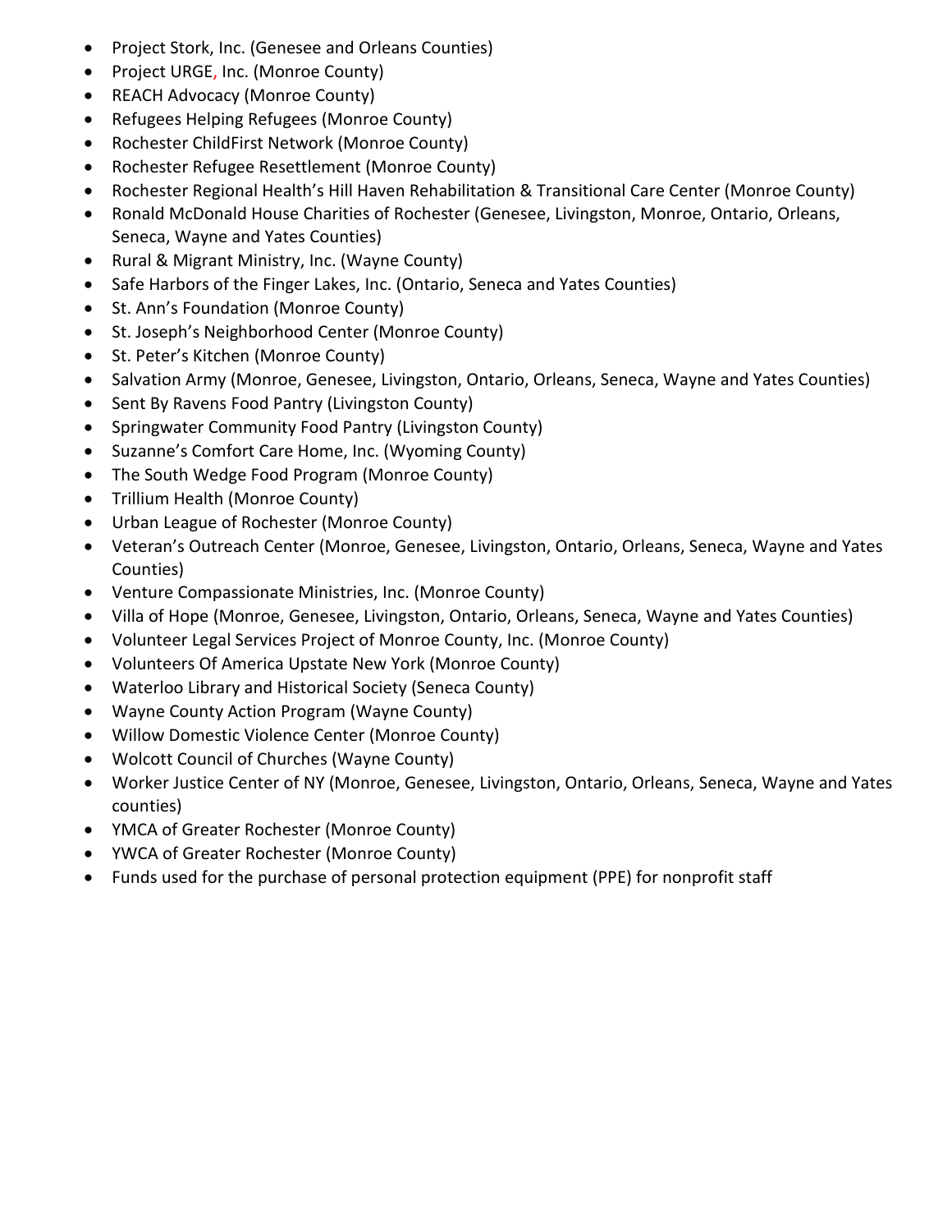- Project Stork, Inc. (Genesee and Orleans Counties)
- Project URGE, Inc. (Monroe County)
- REACH Advocacy (Monroe County)
- Refugees Helping Refugees (Monroe County)
- Rochester ChildFirst Network (Monroe County)
- Rochester Refugee Resettlement (Monroe County)
- Rochester Regional Health's Hill Haven Rehabilitation & Transitional Care Center (Monroe County)
- Ronald McDonald House Charities of Rochester (Genesee, Livingston, Monroe, Ontario, Orleans, Seneca, Wayne and Yates Counties)
- Rural & Migrant Ministry, Inc. (Wayne County)
- Safe Harbors of the Finger Lakes, Inc. (Ontario, Seneca and Yates Counties)
- St. Ann's Foundation (Monroe County)
- St. Joseph's Neighborhood Center (Monroe County)
- St. Peter's Kitchen (Monroe County)
- Salvation Army (Monroe, Genesee, Livingston, Ontario, Orleans, Seneca, Wayne and Yates Counties)
- Sent By Ravens Food Pantry (Livingston County)
- Springwater Community Food Pantry (Livingston County)
- Suzanne's Comfort Care Home, Inc. (Wyoming County)
- The South Wedge Food Program (Monroe County)
- Trillium Health (Monroe County)
- Urban League of Rochester (Monroe County)
- Veteran's Outreach Center (Monroe, Genesee, Livingston, Ontario, Orleans, Seneca, Wayne and Yates Counties)
- Venture Compassionate Ministries, Inc. (Monroe County)
- Villa of Hope (Monroe, Genesee, Livingston, Ontario, Orleans, Seneca, Wayne and Yates Counties)
- Volunteer Legal Services Project of Monroe County, Inc. (Monroe County)
- Volunteers Of America Upstate New York (Monroe County)
- Waterloo Library and Historical Society (Seneca County)
- Wayne County Action Program (Wayne County)
- Willow Domestic Violence Center (Monroe County)
- Wolcott Council of Churches (Wayne County)
- Worker Justice Center of NY (Monroe, Genesee, Livingston, Ontario, Orleans, Seneca, Wayne and Yates counties)
- YMCA of Greater Rochester (Monroe County)
- YWCA of Greater Rochester (Monroe County)
- Funds used for the purchase of personal protection equipment (PPE) for nonprofit staff